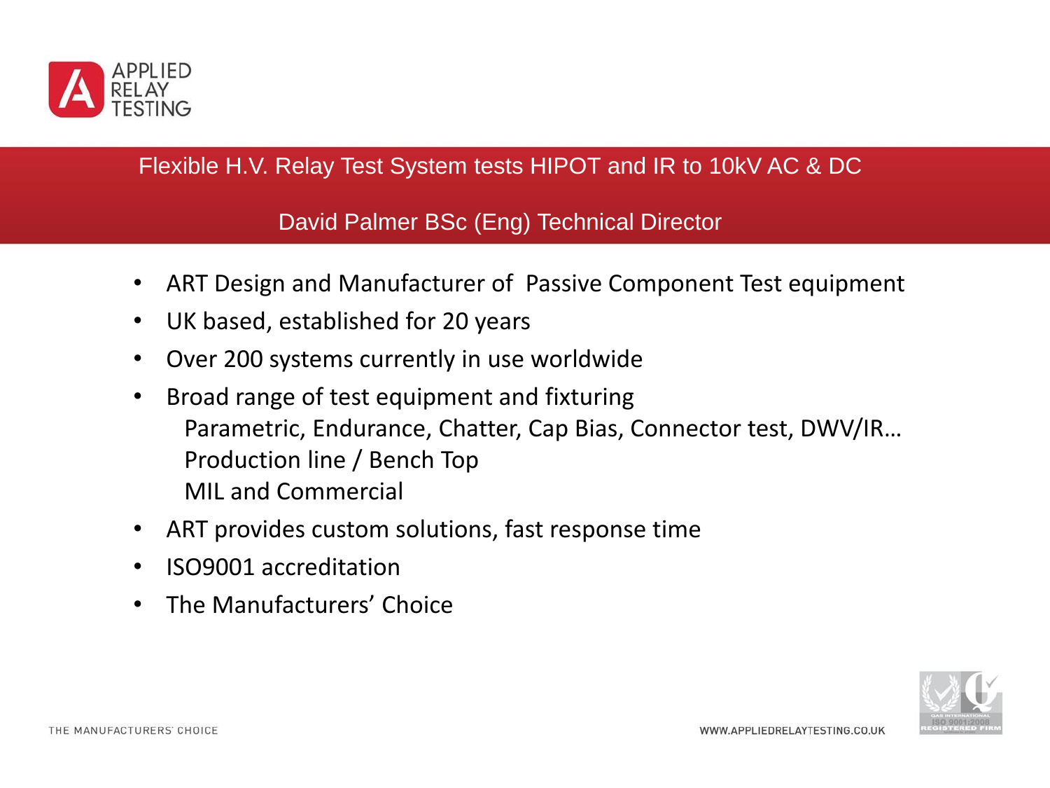APPLIED RELAY TESTING

# Flexible H.V. Relay Test System tests HIPOT and IR to 10kV AC & DC

David Palmer BSc (Eng) Technical Director

- ART Design and Manufacturer of Passive Component Test equipment
- UK based, established for 20 years
- Over 200 systems currently in use worldwide
- Broad range of test equipment and fixturing
  - Parametric, Endurance, Chatter, Cap Bias, Connector test, DWV/IR…
  - Production line / Bench Top
  - MIL and Commercial
- ART provides custom solutions, fast response time
- ISO9001 accreditation
- The Manufacturers' Choice

THE MANUFACTURERS' CHOICE

WWW.APPLIEDRELAYTESTING.CO.UK

QAS INTERNATIONAL ISO 9001:2008 REGISTERED FIRM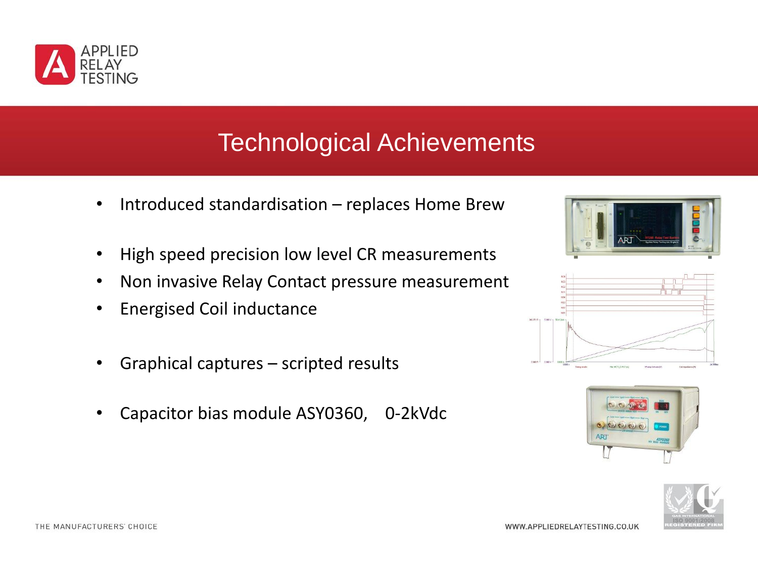# Technological Achievements

- Introduced standardisation – replaces Home Brew
- High speed precision low level CR measurements
- Non invasive Relay Contact pressure measurement
- Energised Coil inductance
- Graphical captures – scripted results
- Capacitor bias module ASY0360, 0-2kVdc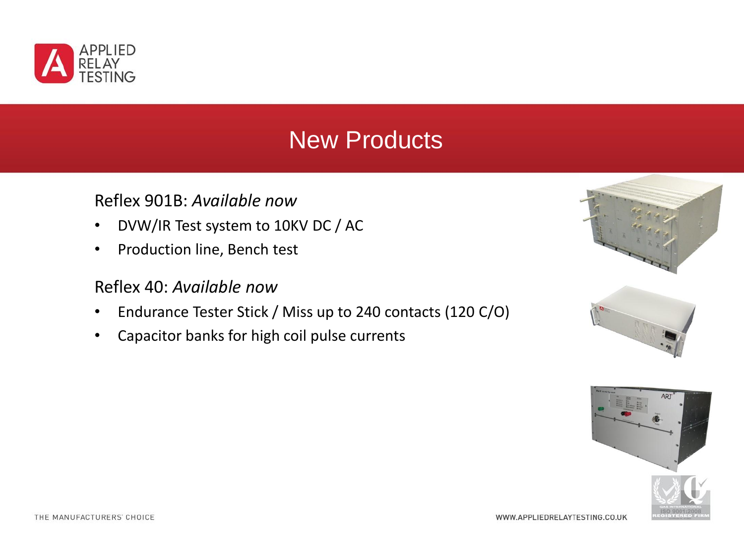# New Products

Reflex 901B: *Available now*

- DVW/IR Test system to 10KV DC / AC
- Production line, Bench test

Reflex 40: *Available now*

- Endurance Tester Stick / Miss up to 240 contacts (120 C/O)
- Capacitor banks for high coil pulse currents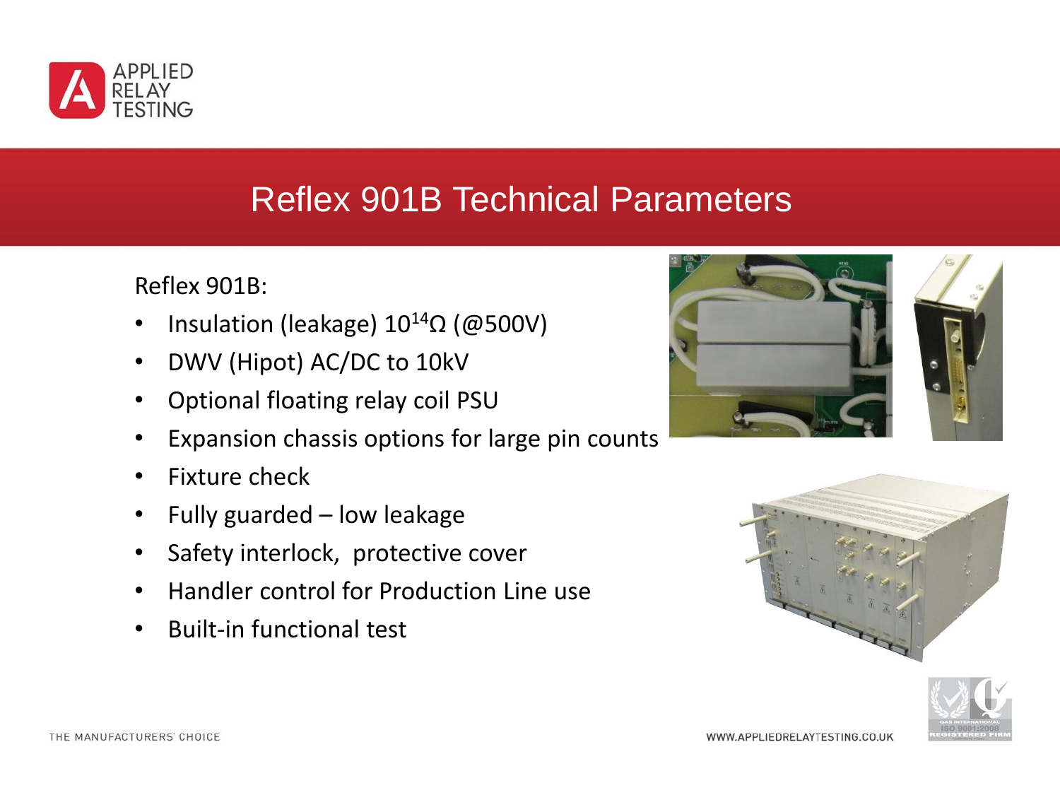# Reflex 901B Technical Parameters

Reflex 901B:

- Insulation (leakage) $10^{14}\Omega$ (@500V)
- DWV (Hipot) AC/DC to 10kV
- Optional floating relay coil PSU
- Expansion chassis options for large pin counts
- Fixture check
- Fully guarded – low leakage
- Safety interlock, protective cover
- Handler control for Production Line use
- Built-in functional test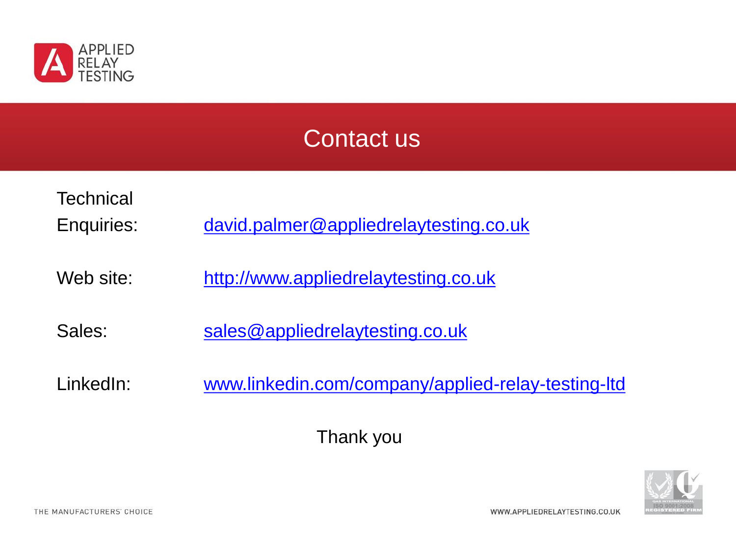# Contact us

| | |
|---|---|
| Technical Enquiries: | david.palmer@appliedrelaytesting.co.uk |
| Web site: | http://www.appliedrelaytesting.co.uk |
| Sales: | sales@appliedrelaytesting.co.uk |
| LinkedIn: | www.linkedin.com/company/applied-relay-testing-ltd |

Thank you